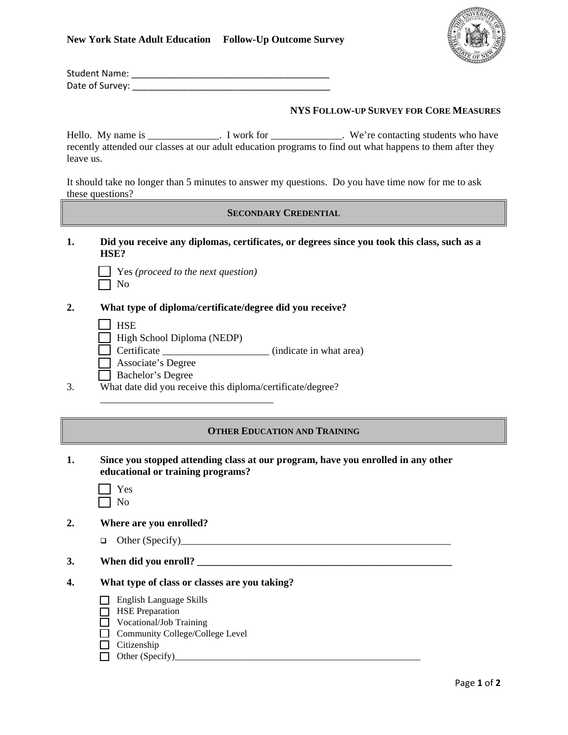**New York State Adult Education Follow-Up Outcome Survey**

Student Name: ________________________________________
Date of Survey: ________________________________________

**NYS FOLLOW-UP SURVEY FOR CORE MEASURES**

Hello. My name is ______________. I work for ______________. We're contacting students who have recently attended our classes at our adult education programs to find out what happens to them after they leave us.

It should take no longer than 5 minutes to answer my questions. Do you have time now for me to ask these questions?

## SECONDARY CREDENTIAL

**1. Did you receive any diplomas, certificates, or degrees since you took this class, such as a HSE?**

- ☐ Yes *(proceed to the next question)*
- ☐ No

**2. What type of diploma/certificate/degree did you receive?**

- ☐ HSE
- ☐ High School Diploma (NEDP)
- ☐ Certificate ____________________ (indicate in what area)
- ☐ Associate's Degree
- ☐ Bachelor's Degree

3. What date did you receive this diploma/certificate/degree?
__________________________________

## OTHER EDUCATION AND TRAINING

**1. Since you stopped attending class at our program, have you enrolled in any other educational or training programs?**

- ☐ Yes
- ☐ No

**2. Where are you enrolled?**

- ❑ Other (Specify)_______________________________________________________

**3. When did you enroll? ___________________________________________________**

**4. What type of class or classes are you taking?**

- ☐ English Language Skills
- ☐ HSE Preparation
- ☐ Vocational/Job Training
- ☐ Community College/College Level
- ☐ Citizenship
- ☐ Other (Specify)_______________________________________________________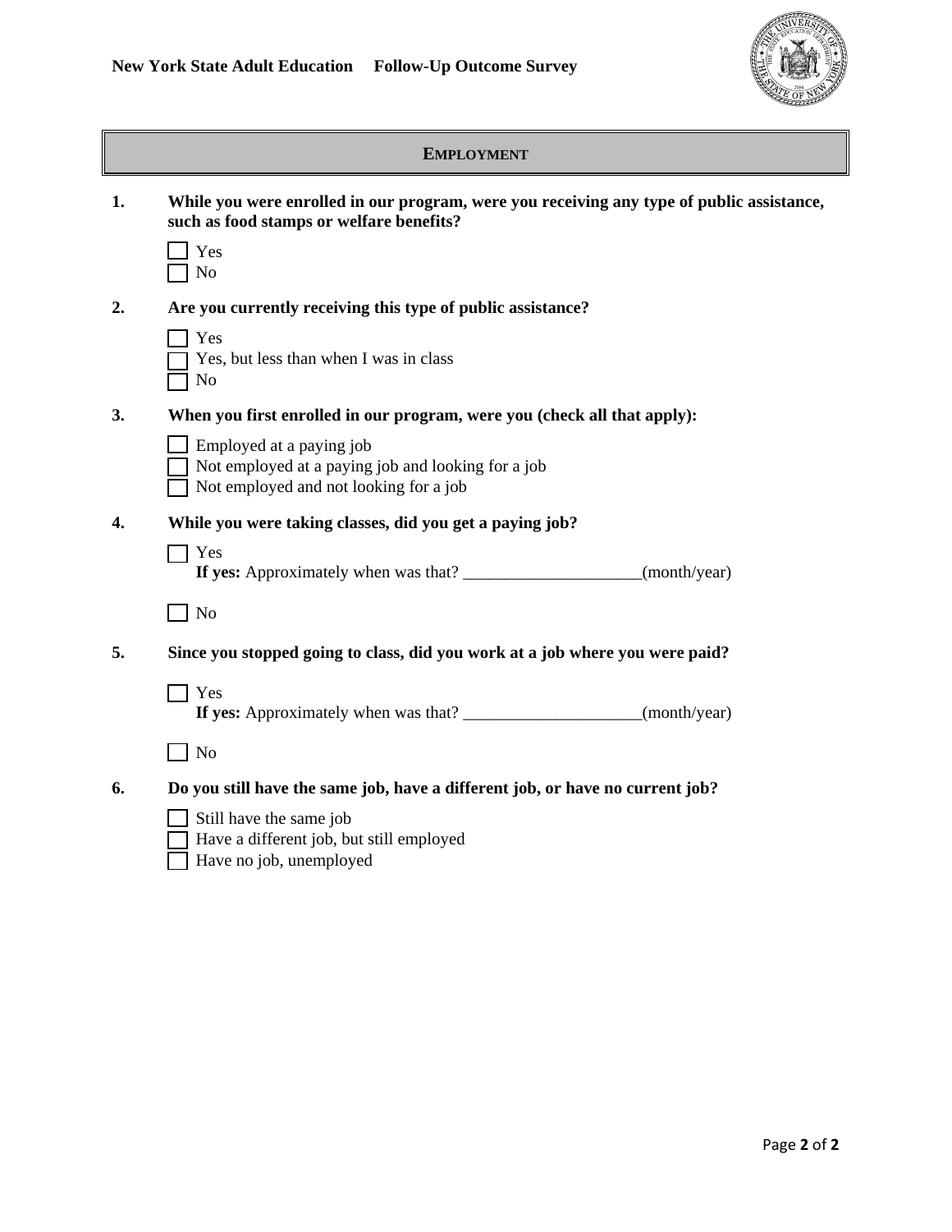## EMPLOYMENT

**1. While you were enrolled in our program, were you receiving any type of public assistance, such as food stamps or welfare benefits?**

☐ Yes
☐ No

**2. Are you currently receiving this type of public assistance?**

☐ Yes
☐ Yes, but less than when I was in class
☐ No

**3. When you first enrolled in our program, were you (check all that apply):**

☐ Employed at a paying job
☐ Not employed at a paying job and looking for a job
☐ Not employed and not looking for a job

**4. While you were taking classes, did you get a paying job?**

☐ Yes
**If yes:** Approximately when was that? _____________________(month/year)

☐ No

**5. Since you stopped going to class, did you work at a job where you were paid?**

☐ Yes
**If yes:** Approximately when was that? _____________________(month/year)

☐ No

**6. Do you still have the same job, have a different job, or have no current job?**

☐ Still have the same job
☐ Have a different job, but still employed
☐ Have no job, unemployed